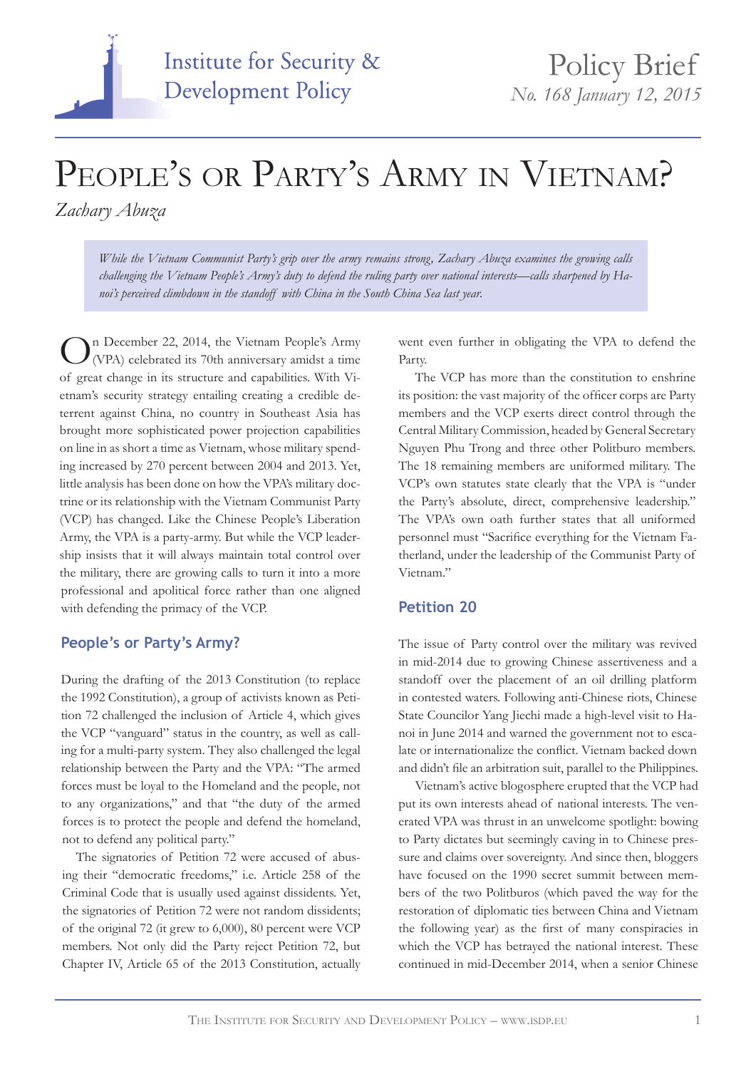Institute for Security & Development Policy

Policy Brief
*No. 168 January 12, 2015*

# People's or Party's Army in Vietnam?

*Zachary Abuza*

*While the Vietnam Communist Party's grip over the army remains strong, Zachary Abuza examines the growing calls challenging the Vietnam People's Army's duty to defend the ruling party over national interests—calls sharpened by Hanoi's perceived climbdown in the standoff with China in the South China Sea last year.*

On December 22, 2014, the Vietnam People's Army (VPA) celebrated its 70th anniversary amidst a time of great change in its structure and capabilities. With Vietnam's security strategy entailing creating a credible deterrent against China, no country in Southeast Asia has brought more sophisticated power projection capabilities on line in as short a time as Vietnam, whose military spending increased by 270 percent between 2004 and 2013. Yet, little analysis has been done on how the VPA's military doctrine or its relationship with the Vietnam Communist Party (VCP) has changed. Like the Chinese People's Liberation Army, the VPA is a party-army. But while the VCP leadership insists that it will always maintain total control over the military, there are growing calls to turn it into a more professional and apolitical force rather than one aligned with defending the primacy of the VCP.

## People's or Party's Army?

During the drafting of the 2013 Constitution (to replace the 1992 Constitution), a group of activists known as Petition 72 challenged the inclusion of Article 4, which gives the VCP "vanguard" status in the country, as well as calling for a multi-party system. They also challenged the legal relationship between the Party and the VPA: "The armed forces must be loyal to the Homeland and the people, not to any organizations," and that "the duty of the armed forces is to protect the people and defend the homeland, not to defend any political party."

The signatories of Petition 72 were accused of abusing their "democratic freedoms," i.e. Article 258 of the Criminal Code that is usually used against dissidents. Yet, the signatories of Petition 72 were not random dissidents; of the original 72 (it grew to 6,000), 80 percent were VCP members. Not only did the Party reject Petition 72, but Chapter IV, Article 65 of the 2013 Constitution, actually went even further in obligating the VPA to defend the Party.

The VCP has more than the constitution to enshrine its position: the vast majority of the officer corps are Party members and the VCP exerts direct control through the Central Military Commission, headed by General Secretary Nguyen Phu Trong and three other Politburo members. The 18 remaining members are uniformed military. The VCP's own statutes state clearly that the VPA is "under the Party's absolute, direct, comprehensive leadership." The VPA's own oath further states that all uniformed personnel must "Sacrifice everything for the Vietnam Fatherland, under the leadership of the Communist Party of Vietnam."

## Petition 20

The issue of Party control over the military was revived in mid-2014 due to growing Chinese assertiveness and a standoff over the placement of an oil drilling platform in contested waters. Following anti-Chinese riots, Chinese State Councilor Yang Jiechi made a high-level visit to Hanoi in June 2014 and warned the government not to escalate or internationalize the conflict. Vietnam backed down and didn't file an arbitration suit, parallel to the Philippines.

Vietnam's active blogosphere erupted that the VCP had put its own interests ahead of national interests. The venerated VPA was thrust in an unwelcome spotlight: bowing to Party dictates but seemingly caving in to Chinese pressure and claims over sovereignty. And since then, bloggers have focused on the 1990 secret summit between members of the two Politburos (which paved the way for the restoration of diplomatic ties between China and Vietnam the following year) as the first of many conspiracies in which the VCP has betrayed the national interest. These continued in mid-December 2014, when a senior Chinese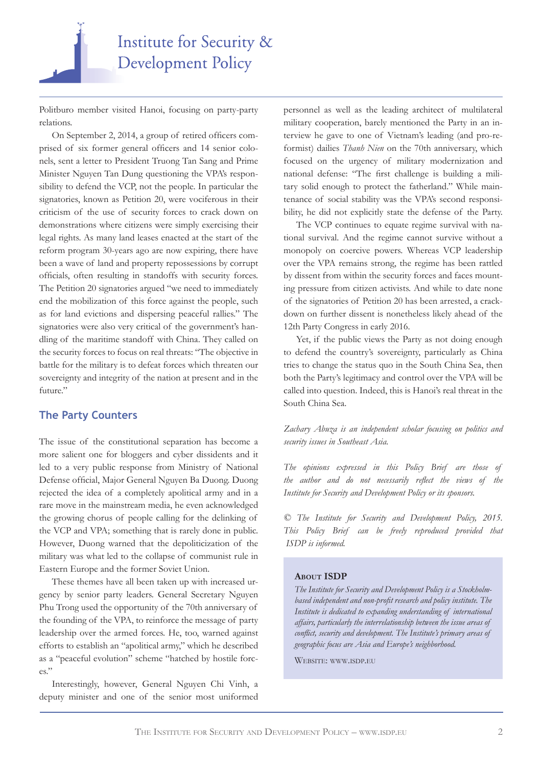Politburo member visited Hanoi, focusing on party-party relations.

On September 2, 2014, a group of retired officers comprised of six former general officers and 14 senior colonels, sent a letter to President Truong Tan Sang and Prime Minister Nguyen Tan Dung questioning the VPA's responsibility to defend the VCP, not the people. In particular the signatories, known as Petition 20, were vociferous in their criticism of the use of security forces to crack down on demonstrations where citizens were simply exercising their legal rights. As many land leases enacted at the start of the reform program 30-years ago are now expiring, there have been a wave of land and property repossessions by corrupt officials, often resulting in standoffs with security forces. The Petition 20 signatories argued "we need to immediately end the mobilization of this force against the people, such as for land evictions and dispersing peaceful rallies." The signatories were also very critical of the government's handling of the maritime standoff with China. They called on the security forces to focus on real threats: "The objective in battle for the military is to defeat forces which threaten our sovereignty and integrity of the nation at present and in the future."

## The Party Counters

The issue of the constitutional separation has become a more salient one for bloggers and cyber dissidents and it led to a very public response from Ministry of National Defense official, Major General Nguyen Ba Duong. Duong rejected the idea of a completely apolitical army and in a rare move in the mainstream media, he even acknowledged the growing chorus of people calling for the delinking of the VCP and VPA; something that is rarely done in public. However, Duong warned that the depoliticiization of the military was what led to the collapse of communist rule in Eastern Europe and the former Soviet Union.

These themes have all been taken up with increased urgency by senior party leaders. General Secretary Nguyen Phu Trong used the opportunity of the 70th anniversary of the founding of the VPA, to reinforce the message of party leadership over the armed forces. He, too, warned against efforts to establish an "apolitical army," which he described as a "peaceful evolution" scheme "hatched by hostile forces."

Interestingly, however, General Nguyen Chi Vinh, a deputy minister and one of the senior most uniformed personnel as well as the leading architect of multilateral military cooperation, barely mentioned the Party in an interview he gave to one of Vietnam's leading (and pro-reformist) dailies *Thanh Nien* on the 70th anniversary, which focused on the urgency of military modernization and national defense: "The first challenge is building a military solid enough to protect the fatherland." While maintenance of social stability was the VPA's second responsibility, he did not explicitly state the defense of the Party.

The VCP continues to equate regime survival with national survival. And the regime cannot survive without a monopoly on coercive powers. Whereas VCP leadership over the VPA remains strong, the regime has been rattled by dissent from within the security forces and faces mounting pressure from citizen activists. And while to date none of the signatories of Petition 20 has been arrested, a crackdown on further dissent is nonetheless likely ahead of the 12th Party Congress in early 2016.

Yet, if the public views the Party as not doing enough to defend the country's sovereignty, particularly as China tries to change the status quo in the South China Sea, then both the Party's legitimacy and control over the VPA will be called into question. Indeed, this is Hanoi's real threat in the South China Sea.

*Zachary Abuza is an independent scholar focusing on politics and security issues in Southeast Asia.*

*The opinions expressed in this Policy Brief are those of the author and do not necessarily reflect the views of the Institute for Security and Development Policy or its sponsors.*

*© The Institute for Security and Development Policy, 2015. This Policy Brief can be freely reproduced provided that ISDP is informed.*

**About ISDP**

*The Institute for Security and Development Policy is a Stockholm-based independent and non-profit research and policy institute. The Institute is dedicated to expanding understanding of international affairs, particularly the interrelationship between the issue areas of conflict, security and development. The Institute's primary areas of geographic focus are Asia and Europe's neighborhood.*

Website: www.isdp.eu